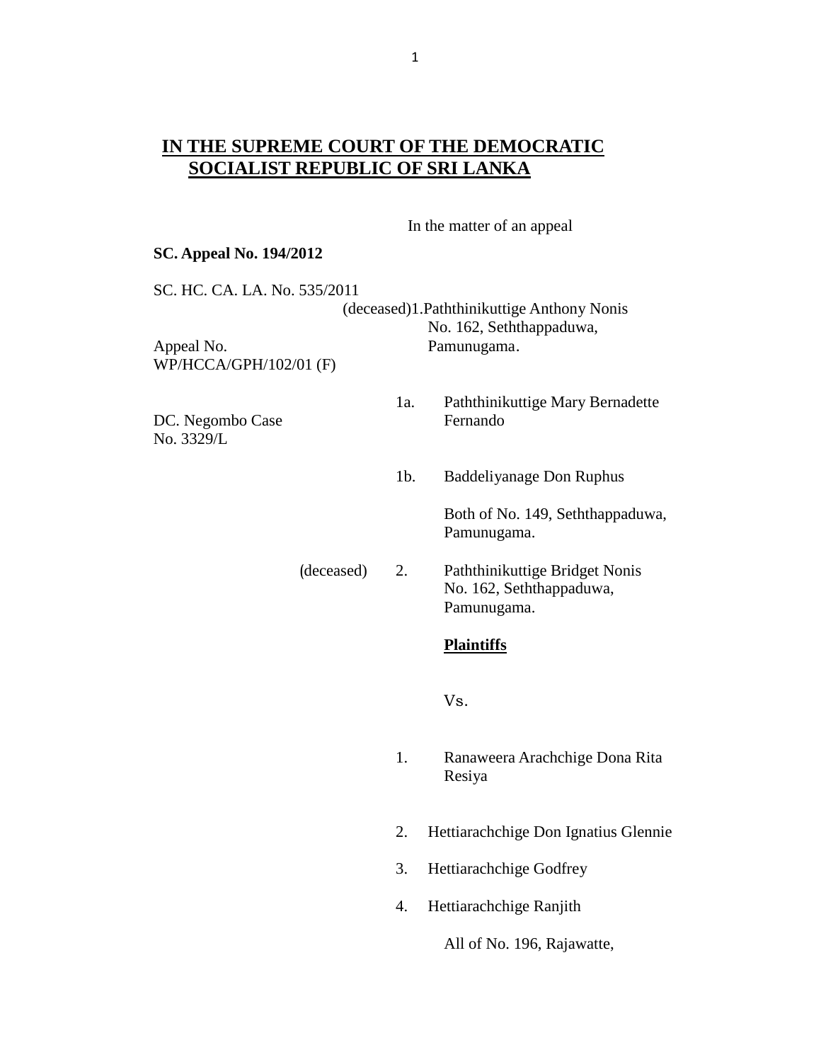# IN THE SUPREME COURT OF THE DEMOCRATIC SOCIALIST REPUBLIC OF SRI LANKA

In the matter of an appeal

**SC. Appeal No. 194/2012**

SC. HC. CA. LA. No. 535/2011

Appeal No.
WP/HCCA/GPH/102/01 (F)

DC. Negombo Case
No. 3329/L

(deceased) 1. Paththinikuttige Anthony Nonis
No. 162, Seththappaduwa,
Pamunugama.

1a. Paththinikuttige Mary Bernadette Fernando

1b. Baddeliyanage Don Ruphus

Both of No. 149, Seththappaduwa,
Pamunugama.

(deceased) 2. Paththinikuttige Bridget Nonis
No. 162, Seththappaduwa,
Pamunugama.

**Plaintiffs**

Vs.

1. Ranaweera Arachchige Dona Rita Resiya

2. Hettiarachchige Don Ignatius Glennie

3. Hettiarachchige Godfrey

4. Hettiarachchige Ranjith

All of No. 196, Rajawatte,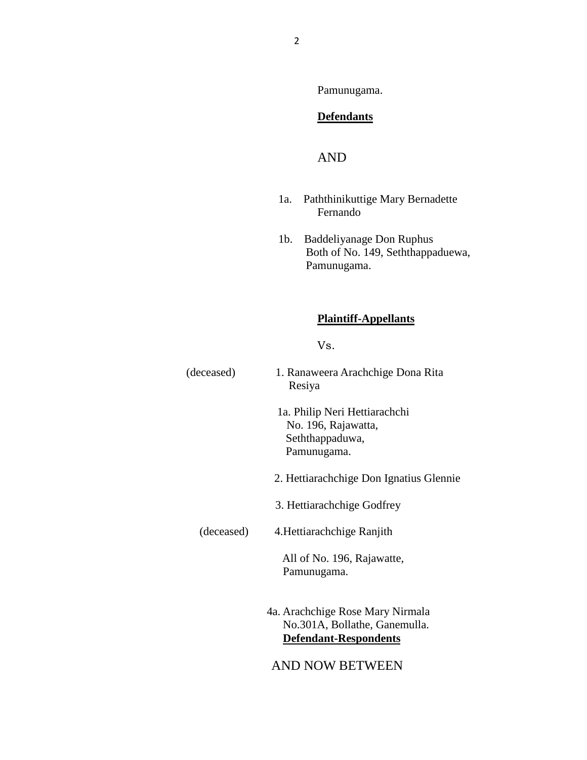Pamunugama.

**Defendants**

AND

1a. Paththinikuttige Mary Bernadette Fernando

1b. Baddeliyanage Don Ruphus
Both of No. 149, Seththappaduewa, Pamunugama.

**Plaintiff-Appellants**

Vs.

(deceased) 1. Ranaweera Arachchige Dona Rita Resiya

1a. Philip Neri Hettiarachchi
No. 196, Rajawatta,
Seththappaduwa,
Pamunugama.

2. Hettiarachchige Don Ignatius Glennie

3. Hettiarachchige Godfrey

(deceased) 4.Hettiarachchige Ranjith

All of No. 196, Rajawatte,
Pamunugama.

4a. Arachchige Rose Mary Nirmala
No.301A, Bollathe, Ganemulla.
**Defendant-Respondents**

AND NOW BETWEEN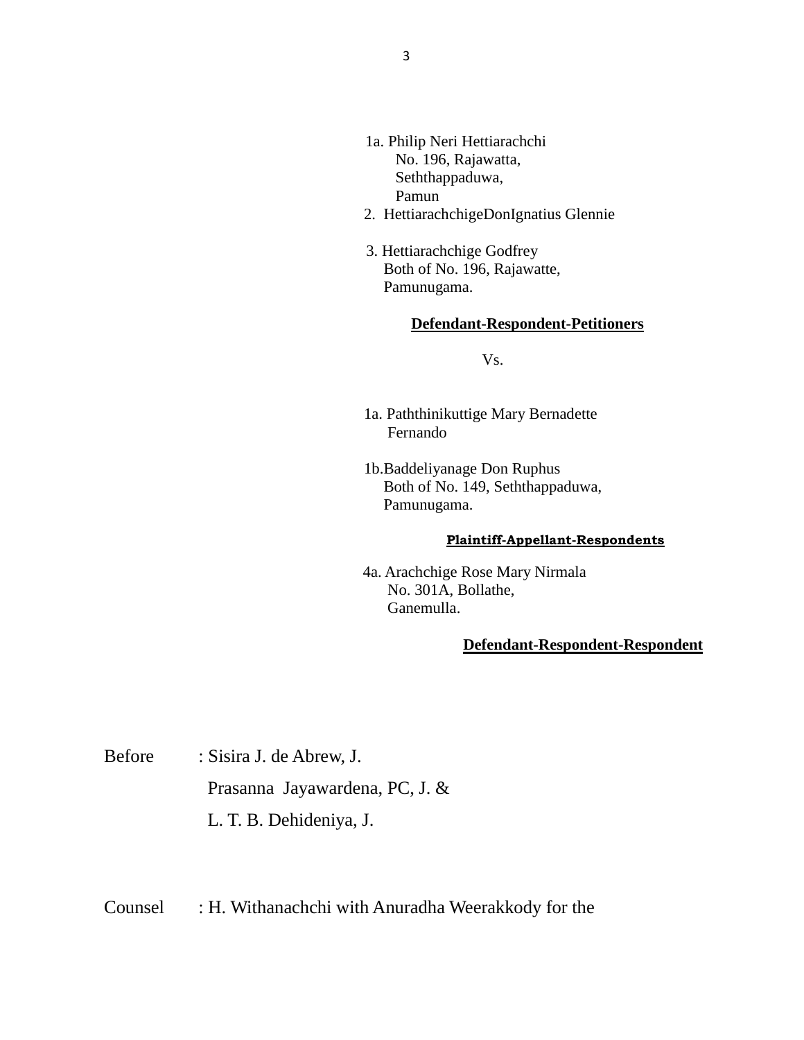1a. Philip Neri Hettiarachchi
No. 196, Rajawatta,
Seththappaduwa,
Pamun

2. HettiarachchigeDonIgnatius Glennie

3. Hettiarachchige Godfrey
Both of No. 196, Rajawatte,
Pamunugama.

**Defendant-Respondent-Petitioners**

Vs.

1a. Paththinikuttige Mary Bernadette
Fernando

1b.Baddeliyanage Don Ruphus
Both of No. 149, Seththappaduwa,
Pamunugama.

**Plaintiff-Appellant-Respondents**

4a. Arachchige Rose Mary Nirmala
No. 301A, Bollathe,
Ganemulla.

**Defendant-Respondent-Respondent**

Before : Sisira J. de Abrew, J.
Prasanna Jayawardena, PC, J. &
L. T. B. Dehideniya, J.

Counsel : H. Withanachchi with Anuradha Weerakkody for the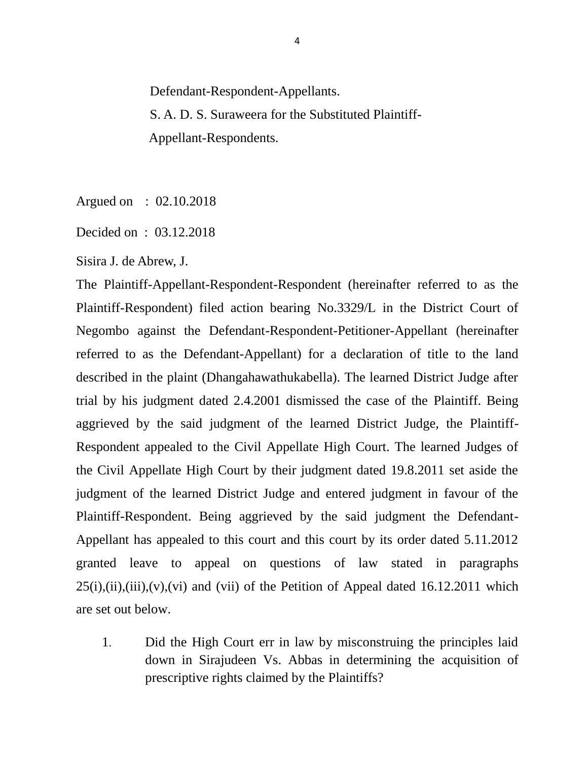Defendant-Respondent-Appellants.

S. A. D. S. Suraweera for the Substituted Plaintiff-Appellant-Respondents.

Argued on : 02.10.2018

Decided on : 03.12.2018

Sisira J. de Abrew, J.

The Plaintiff-Appellant-Respondent-Respondent (hereinafter referred to as the Plaintiff-Respondent) filed action bearing No.3329/L in the District Court of Negombo against the Defendant-Respondent-Petitioner-Appellant (hereinafter referred to as the Defendant-Appellant) for a declaration of title to the land described in the plaint (Dhangahawathukabella). The learned District Judge after trial by his judgment dated 2.4.2001 dismissed the case of the Plaintiff. Being aggrieved by the said judgment of the learned District Judge, the Plaintiff-Respondent appealed to the Civil Appellate High Court. The learned Judges of the Civil Appellate High Court by their judgment dated 19.8.2011 set aside the judgment of the learned District Judge and entered judgment in favour of the Plaintiff-Respondent. Being aggrieved by the said judgment the Defendant-Appellant has appealed to this court and this court by its order dated 5.11.2012 granted leave to appeal on questions of law stated in paragraphs 25(i),(ii),(iii),(v),(vi) and (vii) of the Petition of Appeal dated 16.12.2011 which are set out below.

1. Did the High Court err in law by misconstruing the principles laid down in Sirajudeen Vs. Abbas in determining the acquisition of prescriptive rights claimed by the Plaintiffs?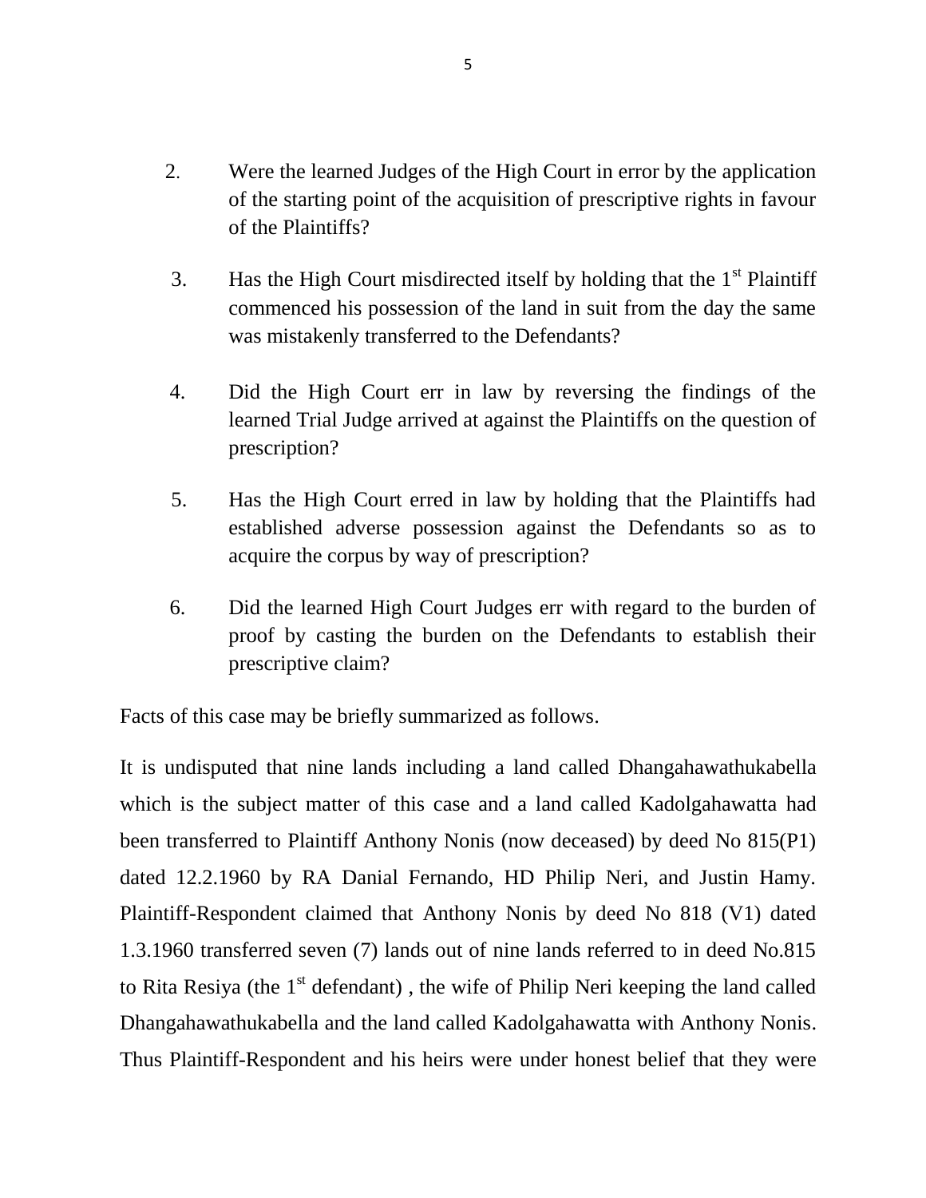2. Were the learned Judges of the High Court in error by the application of the starting point of the acquisition of prescriptive rights in favour of the Plaintiffs?

3. Has the High Court misdirected itself by holding that the 1st Plaintiff commenced his possession of the land in suit from the day the same was mistakenly transferred to the Defendants?

4. Did the High Court err in law by reversing the findings of the learned Trial Judge arrived at against the Plaintiffs on the question of prescription?

5. Has the High Court erred in law by holding that the Plaintiffs had established adverse possession against the Defendants so as to acquire the corpus by way of prescription?

6. Did the learned High Court Judges err with regard to the burden of proof by casting the burden on the Defendants to establish their prescriptive claim?

Facts of this case may be briefly summarized as follows.

It is undisputed that nine lands including a land called Dhangahawathukabella which is the subject matter of this case and a land called Kadolgahawatta had been transferred to Plaintiff Anthony Nonis (now deceased) by deed No 815(P1) dated 12.2.1960 by RA Danial Fernando, HD Philip Neri, and Justin Hamy. Plaintiff-Respondent claimed that Anthony Nonis by deed No 818 (V1) dated 1.3.1960 transferred seven (7) lands out of nine lands referred to in deed No.815 to Rita Resiya (the 1st defendant) , the wife of Philip Neri keeping the land called Dhangahawathukabella and the land called Kadolgahawatta with Anthony Nonis. Thus Plaintiff-Respondent and his heirs were under honest belief that they were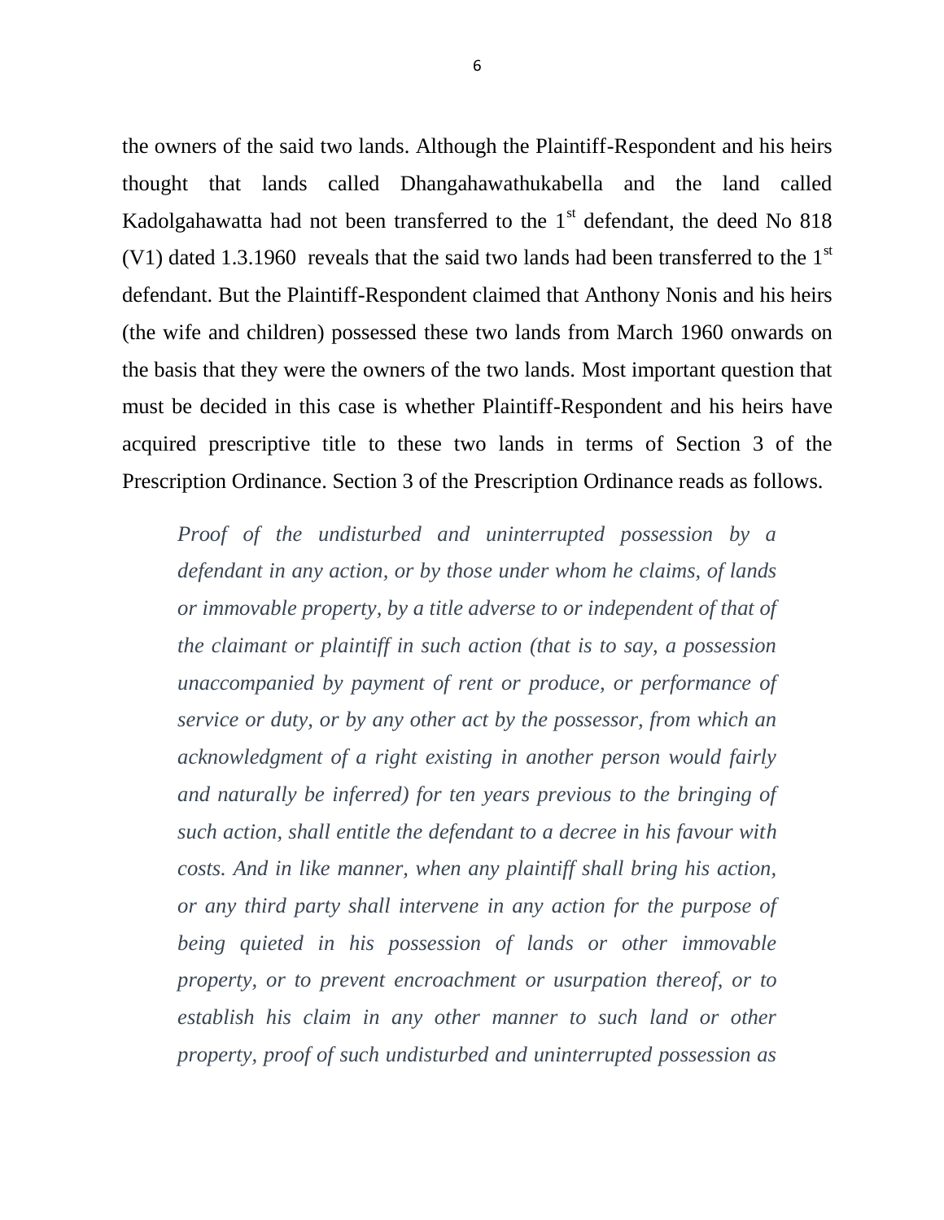the owners of the said two lands. Although the Plaintiff-Respondent and his heirs thought that lands called Dhangahawathukabella and the land called Kadolgahawatta had not been transferred to the 1st defendant, the deed No 818 (V1) dated 1.3.1960 reveals that the said two lands had been transferred to the 1st defendant. But the Plaintiff-Respondent claimed that Anthony Nonis and his heirs (the wife and children) possessed these two lands from March 1960 onwards on the basis that they were the owners of the two lands. Most important question that must be decided in this case is whether Plaintiff-Respondent and his heirs have acquired prescriptive title to these two lands in terms of Section 3 of the Prescription Ordinance. Section 3 of the Prescription Ordinance reads as follows.

> *Proof of the undisturbed and uninterrupted possession by a defendant in any action, or by those under whom he claims, of lands or immovable property, by a title adverse to or independent of that of the claimant or plaintiff in such action (that is to say, a possession unaccompanied by payment of rent or produce, or performance of service or duty, or by any other act by the possessor, from which an acknowledgment of a right existing in another person would fairly and naturally be inferred) for ten years previous to the bringing of such action, shall entitle the defendant to a decree in his favour with costs. And in like manner, when any plaintiff shall bring his action, or any third party shall intervene in any action for the purpose of being quieted in his possession of lands or other immovable property, or to prevent encroachment or usurpation thereof, or to establish his claim in any other manner to such land or other property, proof of such undisturbed and uninterrupted possession as*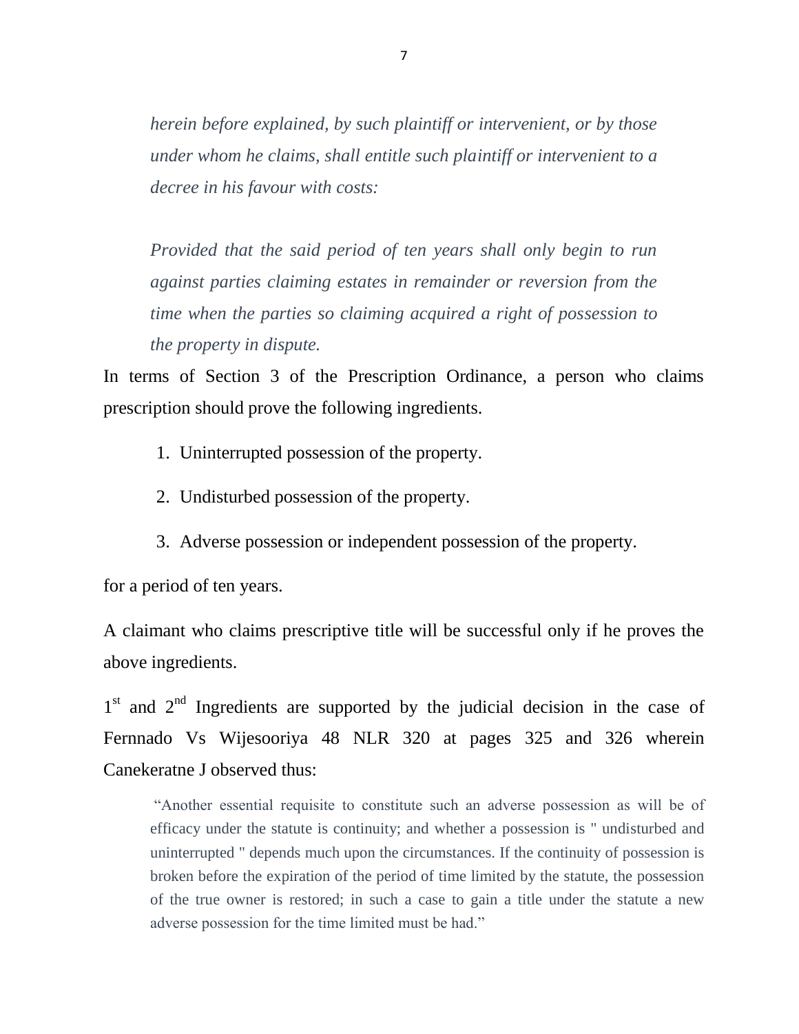*herein before explained, by such plaintiff or intervenient, or by those under whom he claims, shall entitle such plaintiff or intervenient to a decree in his favour with costs:*

*Provided that the said period of ten years shall only begin to run against parties claiming estates in remainder or reversion from the time when the parties so claiming acquired a right of possession to the property in dispute.*

In terms of Section 3 of the Prescription Ordinance, a person who claims prescription should prove the following ingredients.

1. Uninterrupted possession of the property.
2. Undisturbed possession of the property.
3. Adverse possession or independent possession of the property.

for a period of ten years.

A claimant who claims prescriptive title will be successful only if he proves the above ingredients.

1st and 2nd Ingredients are supported by the judicial decision in the case of Fernnado Vs Wijesooriya 48 NLR 320 at pages 325 and 326 wherein Canekeratne J observed thus:

> "Another essential requisite to constitute such an adverse possession as will be of efficacy under the statute is continuity; and whether a possession is " undisturbed and uninterrupted " depends much upon the circumstances. If the continuity of possession is broken before the expiration of the period of time limited by the statute, the possession of the true owner is restored; in such a case to gain a title under the statute a new adverse possession for the time limited must be had."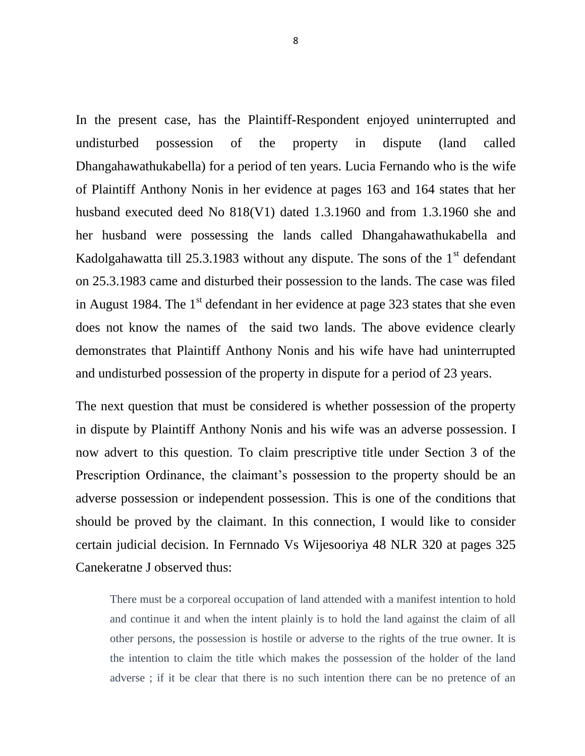In the present case, has the Plaintiff-Respondent enjoyed uninterrupted and undisturbed possession of the property in dispute (land called Dhangahawathukabella) for a period of ten years. Lucia Fernando who is the wife of Plaintiff Anthony Nonis in her evidence at pages 163 and 164 states that her husband executed deed No 818(V1) dated 1.3.1960 and from 1.3.1960 she and her husband were possessing the lands called Dhangahawathukabella and Kadolgahawatta till 25.3.1983 without any dispute. The sons of the 1st defendant on 25.3.1983 came and disturbed their possession to the lands. The case was filed in August 1984. The 1st defendant in her evidence at page 323 states that she even does not know the names of the said two lands. The above evidence clearly demonstrates that Plaintiff Anthony Nonis and his wife have had uninterrupted and undisturbed possession of the property in dispute for a period of 23 years.

The next question that must be considered is whether possession of the property in dispute by Plaintiff Anthony Nonis and his wife was an adverse possession. I now advert to this question. To claim prescriptive title under Section 3 of the Prescription Ordinance, the claimant's possession to the property should be an adverse possession or independent possession. This is one of the conditions that should be proved by the claimant. In this connection, I would like to consider certain judicial decision. In Fernnado Vs Wijesooriya 48 NLR 320 at pages 325 Canekeratne J observed thus:

> There must be a corporeal occupation of land attended with a manifest intention to hold and continue it and when the intent plainly is to hold the land against the claim of all other persons, the possession is hostile or adverse to the rights of the true owner. It is the intention to claim the title which makes the possession of the holder of the land adverse ; if it be clear that there is no such intention there can be no pretence of an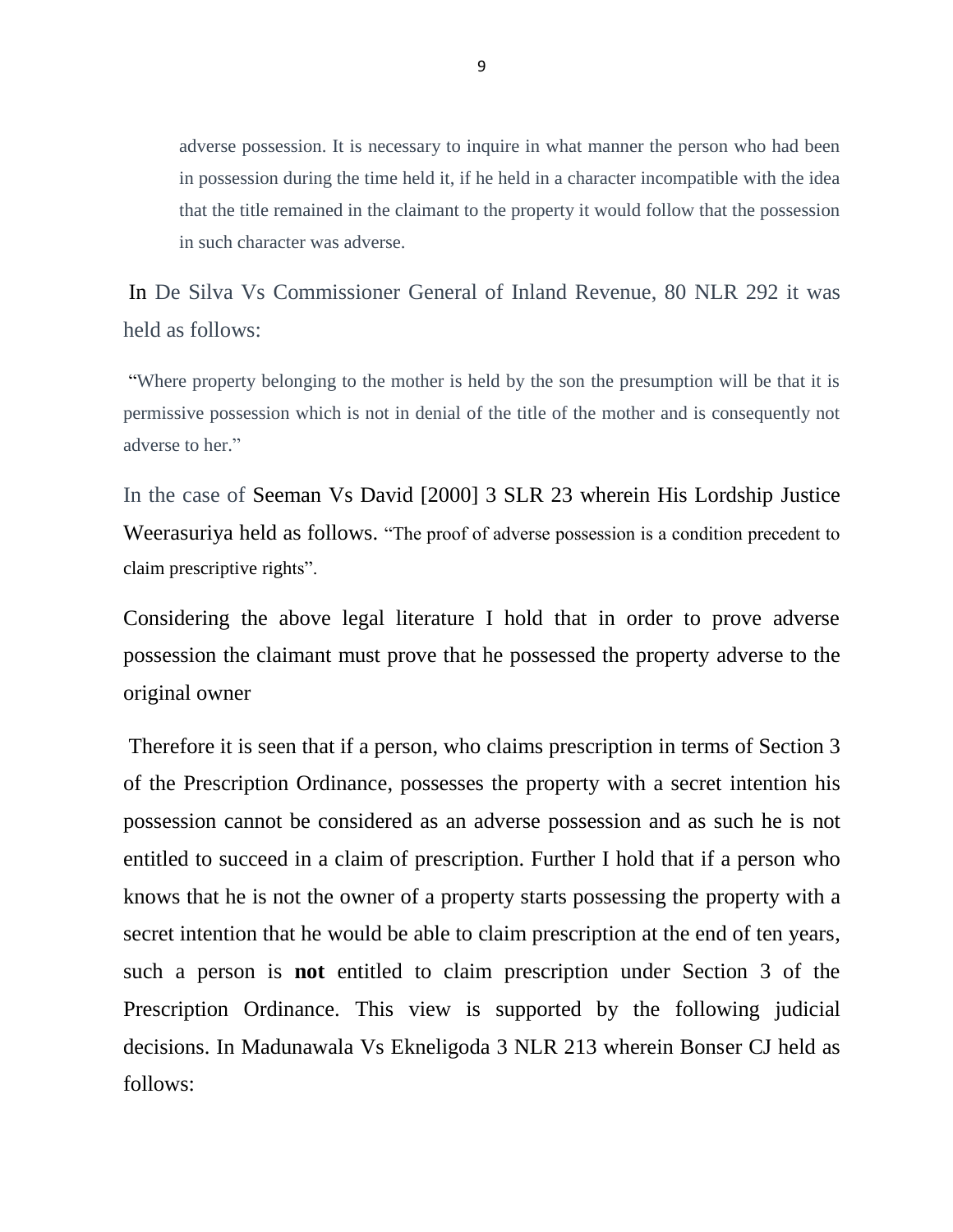> adverse possession. It is necessary to inquire in what manner the person who had been in possession during the time held it, if he held in a character incompatible with the idea that the title remained in the claimant to the property it would follow that the possession in such character was adverse.

In De Silva Vs Commissioner General of Inland Revenue, 80 NLR 292 it was held as follows:

"Where property belonging to the mother is held by the son the presumption will be that it is permissive possession which is not in denial of the title of the mother and is consequently not adverse to her."

In the case of Seeman Vs David [2000] 3 SLR 23 wherein His Lordship Justice Weerasuriya held as follows. "The proof of adverse possession is a condition precedent to claim prescriptive rights".

Considering the above legal literature I hold that in order to prove adverse possession the claimant must prove that he possessed the property adverse to the original owner

Therefore it is seen that if a person, who claims prescription in terms of Section 3 of the Prescription Ordinance, possesses the property with a secret intention his possession cannot be considered as an adverse possession and as such he is not entitled to succeed in a claim of prescription. Further I hold that if a person who knows that he is not the owner of a property starts possessing the property with a secret intention that he would be able to claim prescription at the end of ten years, such a person is **not** entitled to claim prescription under Section 3 of the Prescription Ordinance. This view is supported by the following judicial decisions. In Madunawala Vs Ekneligoda 3 NLR 213 wherein Bonser CJ held as follows: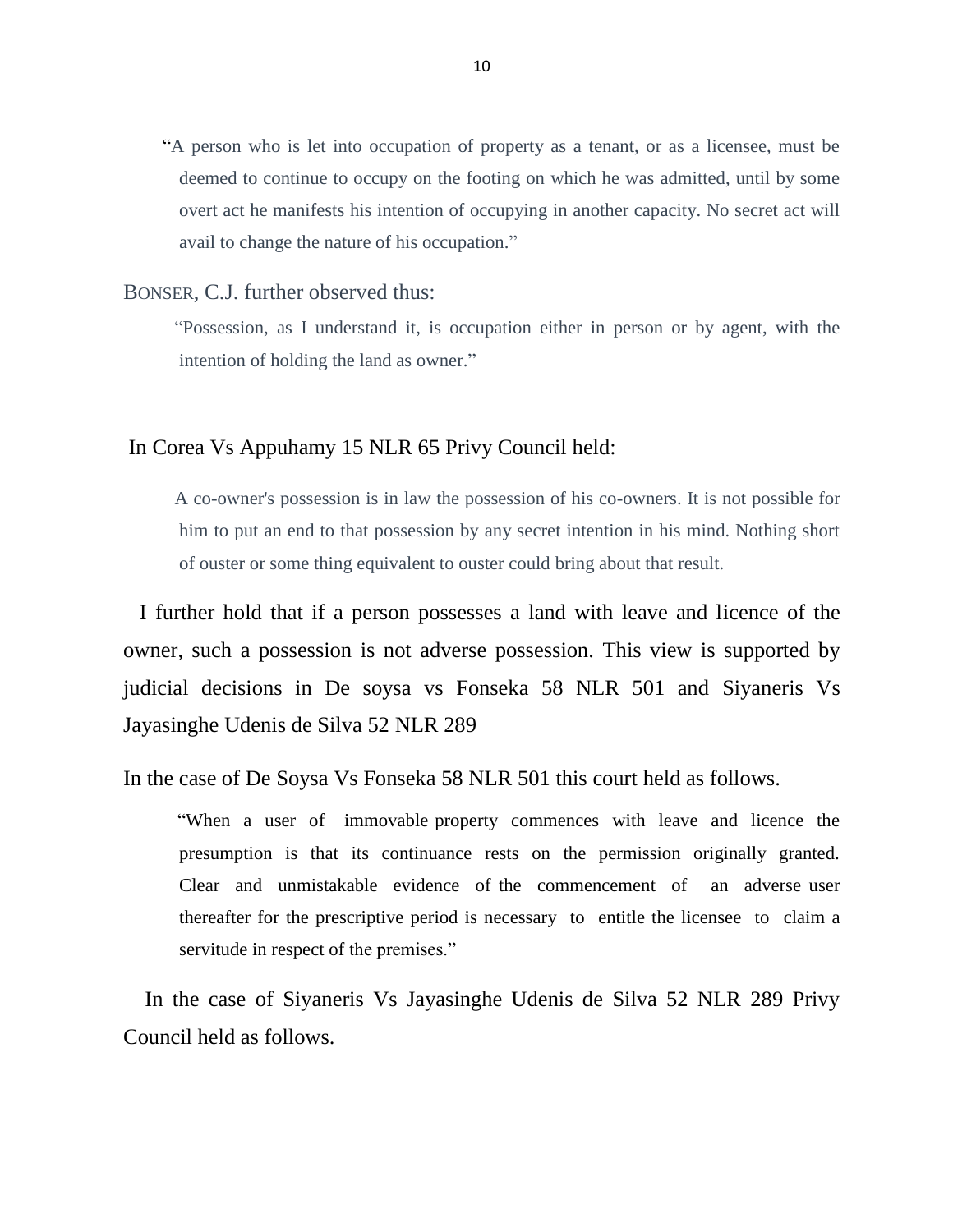> "A person who is let into occupation of property as a tenant, or as a licensee, must be deemed to continue to occupy on the footing on which he was admitted, until by some overt act he manifests his intention of occupying in another capacity. No secret act will avail to change the nature of his occupation."

BONSER, C.J. further observed thus:

> "Possession, as I understand it, is occupation either in person or by agent, with the intention of holding the land as owner."

In Corea Vs Appuhamy 15 NLR 65 Privy Council held:

> A co-owner's possession is in law the possession of his co-owners. It is not possible for him to put an end to that possession by any secret intention in his mind. Nothing short of ouster or some thing equivalent to ouster could bring about that result.

I further hold that if a person possesses a land with leave and licence of the owner, such a possession is not adverse possession. This view is supported by judicial decisions in De soysa vs Fonseka 58 NLR 501 and Siyaneris Vs Jayasinghe Udenis de Silva 52 NLR 289

In the case of De Soysa Vs Fonseka 58 NLR 501 this court held as follows.

> "When a user of immovable property commences with leave and licence the presumption is that its continuance rests on the permission originally granted. Clear and unmistakable evidence of the commencement of an adverse user thereafter for the prescriptive period is necessary to entitle the licensee to claim a servitude in respect of the premises."

In the case of Siyaneris Vs Jayasinghe Udenis de Silva 52 NLR 289 Privy Council held as follows.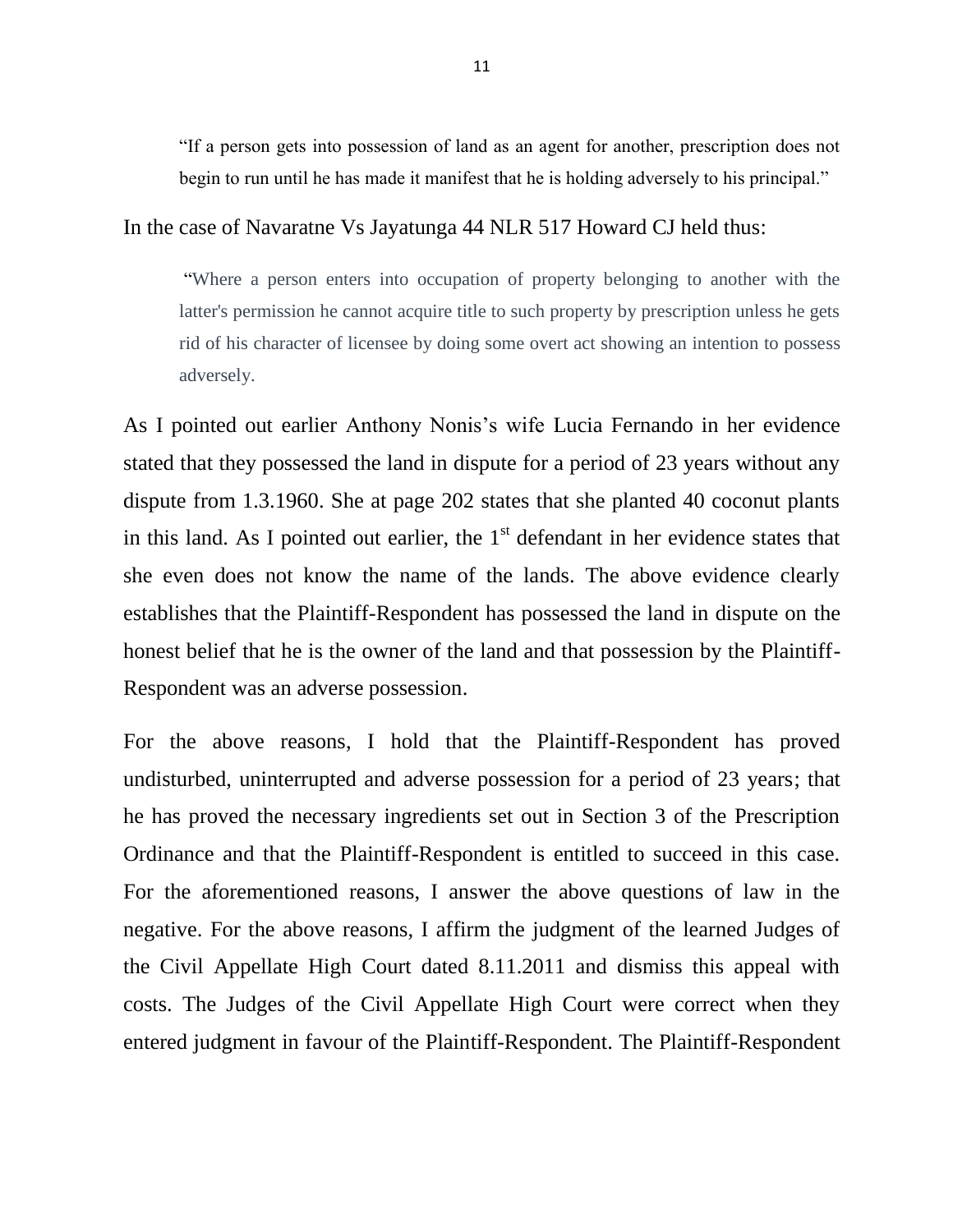> "If a person gets into possession of land as an agent for another, prescription does not begin to run until he has made it manifest that he is holding adversely to his principal."

In the case of Navaratne Vs Jayatunga 44 NLR 517 Howard CJ held thus:

> "Where a person enters into occupation of property belonging to another with the latter's permission he cannot acquire title to such property by prescription unless he gets rid of his character of licensee by doing some overt act showing an intention to possess adversely.

As I pointed out earlier Anthony Nonis's wife Lucia Fernando in her evidence stated that they possessed the land in dispute for a period of 23 years without any dispute from 1.3.1960. She at page 202 states that she planted 40 coconut plants in this land. As I pointed out earlier, the 1st defendant in her evidence states that she even does not know the name of the lands. The above evidence clearly establishes that the Plaintiff-Respondent has possessed the land in dispute on the honest belief that he is the owner of the land and that possession by the Plaintiff-Respondent was an adverse possession.

For the above reasons, I hold that the Plaintiff-Respondent has proved undisturbed, uninterrupted and adverse possession for a period of 23 years; that he has proved the necessary ingredients set out in Section 3 of the Prescription Ordinance and that the Plaintiff-Respondent is entitled to succeed in this case. For the aforementioned reasons, I answer the above questions of law in the negative. For the above reasons, I affirm the judgment of the learned Judges of the Civil Appellate High Court dated 8.11.2011 and dismiss this appeal with costs. The Judges of the Civil Appellate High Court were correct when they entered judgment in favour of the Plaintiff-Respondent. The Plaintiff-Respondent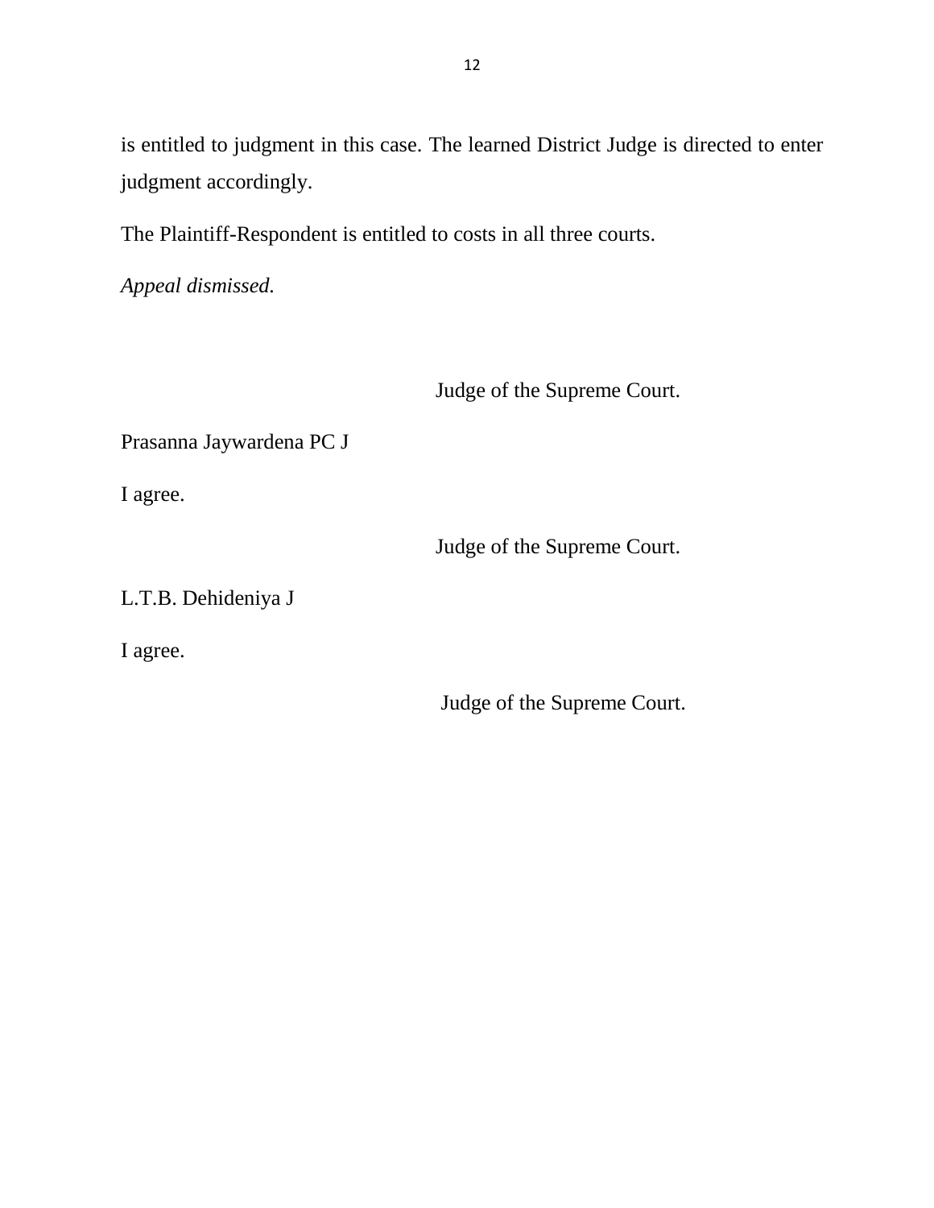is entitled to judgment in this case. The learned District Judge is directed to enter judgment accordingly.

The Plaintiff-Respondent is entitled to costs in all three courts.

*Appeal dismissed.*

Judge of the Supreme Court.

Prasanna Jaywardena PC J

I agree.

Judge of the Supreme Court.

L.T.B. Dehideniya J

I agree.

Judge of the Supreme Court.